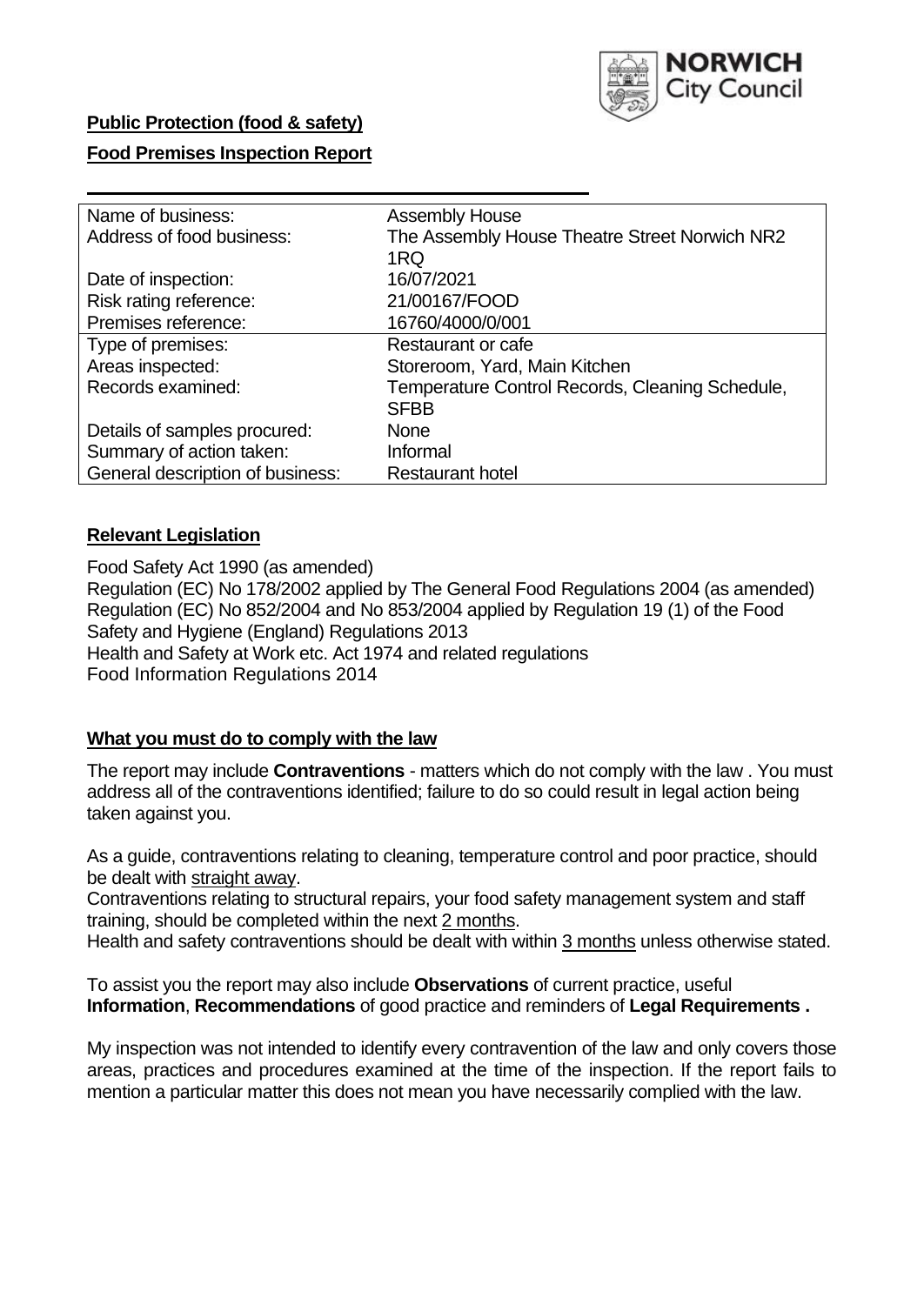**Public Protection (food & safety)**

**Food Premises Inspection Report**

| Name of business: | Assembly House |
|---|---|
| Address of food business: | The Assembly House Theatre Street Norwich NR2 1RQ |
| Date of inspection: | 16/07/2021 |
| Risk rating reference: | 21/00167/FOOD |
| Premises reference: | 16760/4000/0/001 |
| Type of premises: | Restaurant or cafe |
| Areas inspected: | Storeroom, Yard, Main Kitchen |
| Records examined: | Temperature Control Records, Cleaning Schedule, SFBB |
| Details of samples procured: | None |
| Summary of action taken: | Informal |
| General description of business: | Restaurant hotel |

## **Relevant Legislation**

Food Safety Act 1990 (as amended)
Regulation (EC) No 178/2002 applied by The General Food Regulations 2004 (as amended)
Regulation (EC) No 852/2004 and No 853/2004 applied by Regulation 19 (1) of the Food Safety and Hygiene (England) Regulations 2013
Health and Safety at Work etc. Act 1974 and related regulations
Food Information Regulations 2014

## **What you must do to comply with the law**

The report may include **Contraventions** - matters which do not comply with the law . You must address all of the contraventions identified; failure to do so could result in legal action being taken against you.

As a guide, contraventions relating to cleaning, temperature control and poor practice, should be dealt with straight away.
Contraventions relating to structural repairs, your food safety management system and staff training, should be completed within the next 2 months.
Health and safety contraventions should be dealt with within 3 months unless otherwise stated.

To assist you the report may also include **Observations** of current practice, useful **Information**, **Recommendations** of good practice and reminders of **Legal Requirements .**

My inspection was not intended to identify every contravention of the law and only covers those areas, practices and procedures examined at the time of the inspection. If the report fails to mention a particular matter this does not mean you have necessarily complied with the law.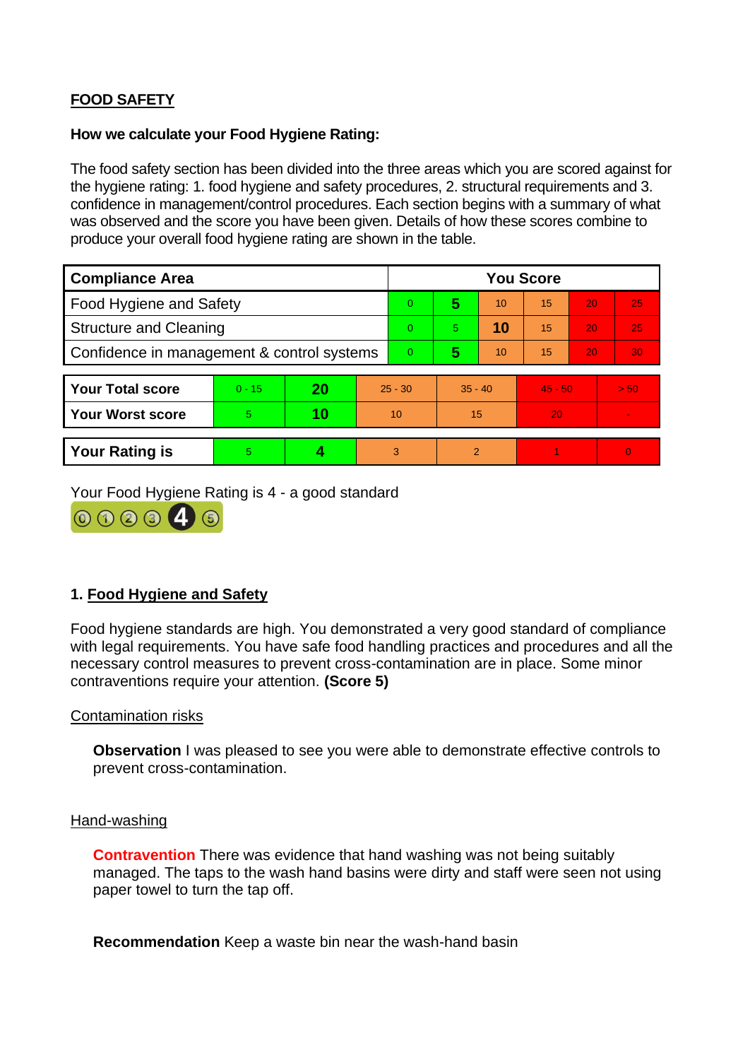## FOOD SAFETY

**How we calculate your Food Hygiene Rating:**

The food safety section has been divided into the three areas which you are scored against for the hygiene rating: 1. food hygiene and safety procedures, 2. structural requirements and 3. confidence in management/control procedures. Each section begins with a summary of what was observed and the score you have been given. Details of how these scores combine to produce your overall food hygiene rating are shown in the table.

| Compliance Area | You Score | | | | | |
|---|---|---|---|---|---|---|
| Food Hygiene and Safety | 0 | **5** | 10 | 15 | 20 | 25 |
| Structure and Cleaning | 0 | 5 | **10** | 15 | 20 | 25 |
| Confidence in management & control systems | 0 | **5** | 10 | 15 | 20 | 30 |

| | | | | | | |
|---|---|---|---|---|---|---|
| **Your Total score** | 0 - 15 | **20** | 25 - 30 | 35 - 40 | 45 - 50 | > 50 |
| **Your Worst score** | 5 | **10** | 10 | 15 | 20 | - |

| | | | | | | |
|---|---|---|---|---|---|---|
| **Your Rating is** | 5 | **4** | 3 | 2 | 1 | 0 |

Your Food Hygiene Rating is 4 - a good standard

### 1. Food Hygiene and Safety

Food hygiene standards are high. You demonstrated a very good standard of compliance with legal requirements. You have safe food handling practices and procedures and all the necessary control measures to prevent cross-contamination are in place. Some minor contraventions require your attention. **(Score 5)**

Contamination risks

**Observation** I was pleased to see you were able to demonstrate effective controls to prevent cross-contamination.

Hand-washing

**Contravention** There was evidence that hand washing was not being suitably managed. The taps to the wash hand basins were dirty and staff were seen not using paper towel to turn the tap off.

**Recommendation** Keep a waste bin near the wash-hand basin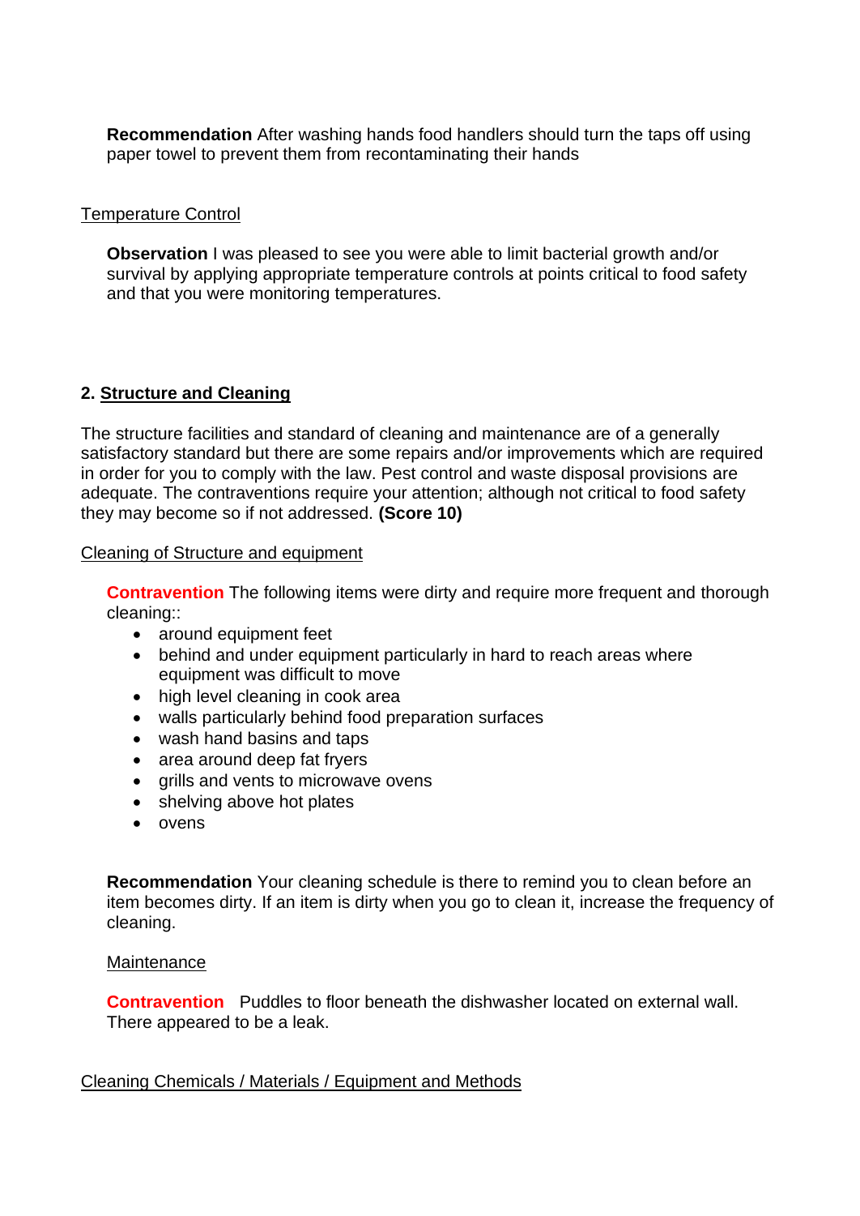**Recommendation** After washing hands food handlers should turn the taps off using paper towel to prevent them from recontaminating their hands

Temperature Control

**Observation** I was pleased to see you were able to limit bacterial growth and/or survival by applying appropriate temperature controls at points critical to food safety and that you were monitoring temperatures.

## 2. Structure and Cleaning

The structure facilities and standard of cleaning and maintenance are of a generally satisfactory standard but there are some repairs and/or improvements which are required in order for you to comply with the law. Pest control and waste disposal provisions are adequate. The contraventions require your attention; although not critical to food safety they may become so if not addressed. **(Score 10)**

Cleaning of Structure and equipment

**Contravention** The following items were dirty and require more frequent and thorough cleaning::

- around equipment feet
- behind and under equipment particularly in hard to reach areas where equipment was difficult to move
- high level cleaning in cook area
- walls particularly behind food preparation surfaces
- wash hand basins and taps
- area around deep fat fryers
- grills and vents to microwave ovens
- shelving above hot plates
- ovens

**Recommendation** Your cleaning schedule is there to remind you to clean before an item becomes dirty. If an item is dirty when you go to clean it, increase the frequency of cleaning.

Maintenance

**Contravention** Puddles to floor beneath the dishwasher located on external wall. There appeared to be a leak.

Cleaning Chemicals / Materials / Equipment and Methods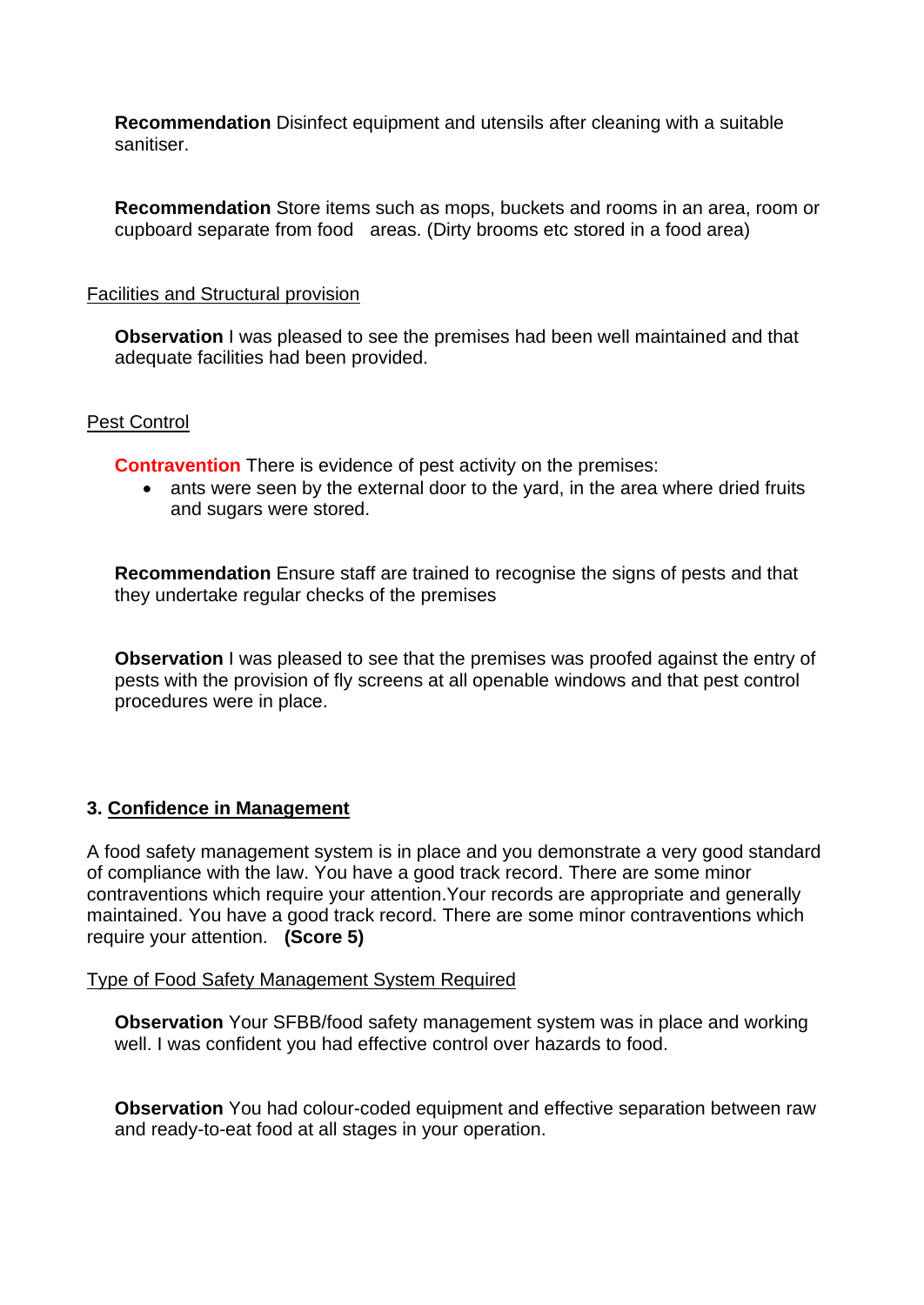**Recommendation** Disinfect equipment and utensils after cleaning with a suitable sanitiser.

**Recommendation** Store items such as mops, buckets and rooms in an area, room or cupboard separate from food areas. (Dirty brooms etc stored in a food area)

Facilities and Structural provision

**Observation** I was pleased to see the premises had been well maintained and that adequate facilities had been provided.

Pest Control

**Contravention** There is evidence of pest activity on the premises:

- ants were seen by the external door to the yard, in the area where dried fruits and sugars were stored.

**Recommendation** Ensure staff are trained to recognise the signs of pests and that they undertake regular checks of the premises

**Observation** I was pleased to see that the premises was proofed against the entry of pests with the provision of fly screens at all openable windows and that pest control procedures were in place.

## 3. Confidence in Management

A food safety management system is in place and you demonstrate a very good standard of compliance with the law. You have a good track record. There are some minor contraventions which require your attention.Your records are appropriate and generally maintained. You have a good track record. There are some minor contraventions which require your attention. **(Score 5)**

Type of Food Safety Management System Required

**Observation** Your SFBB/food safety management system was in place and working well. I was confident you had effective control over hazards to food.

**Observation** You had colour-coded equipment and effective separation between raw and ready-to-eat food at all stages in your operation.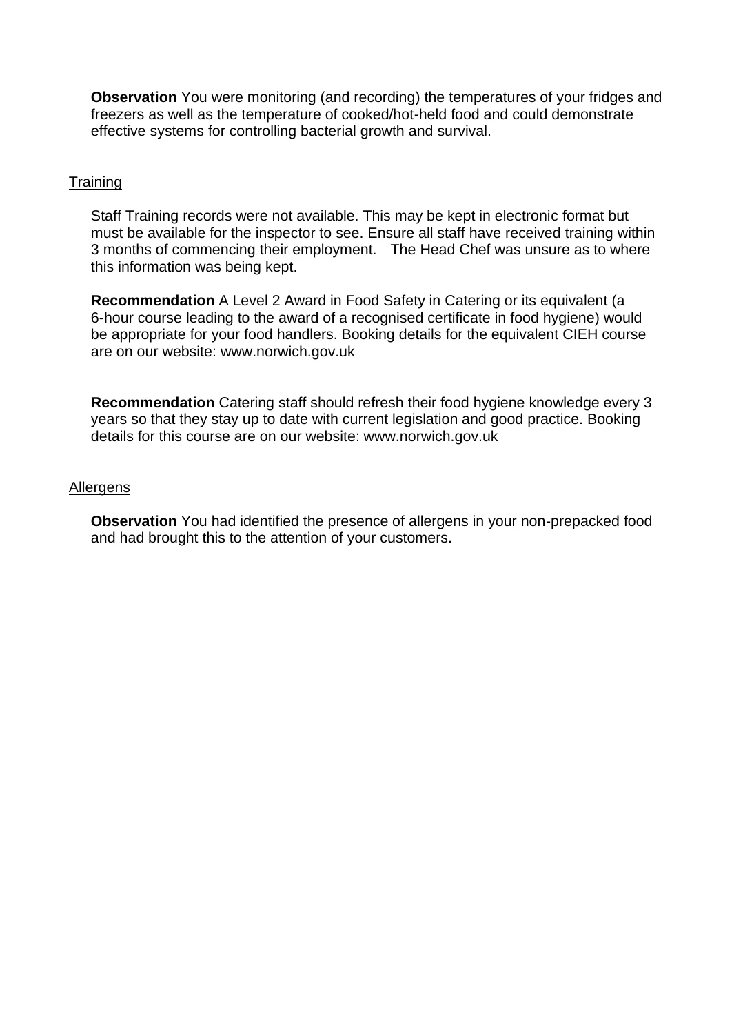**Observation** You were monitoring (and recording) the temperatures of your fridges and freezers as well as the temperature of cooked/hot-held food and could demonstrate effective systems for controlling bacterial growth and survival.

Training

Staff Training records were not available. This may be kept in electronic format but must be available for the inspector to see. Ensure all staff have received training within 3 months of commencing their employment. The Head Chef was unsure as to where this information was being kept.

**Recommendation** A Level 2 Award in Food Safety in Catering or its equivalent (a 6-hour course leading to the award of a recognised certificate in food hygiene) would be appropriate for your food handlers. Booking details for the equivalent CIEH course are on our website: www.norwich.gov.uk

**Recommendation** Catering staff should refresh their food hygiene knowledge every 3 years so that they stay up to date with current legislation and good practice. Booking details for this course are on our website: www.norwich.gov.uk

Allergens

**Observation** You had identified the presence of allergens in your non-prepacked food and had brought this to the attention of your customers.